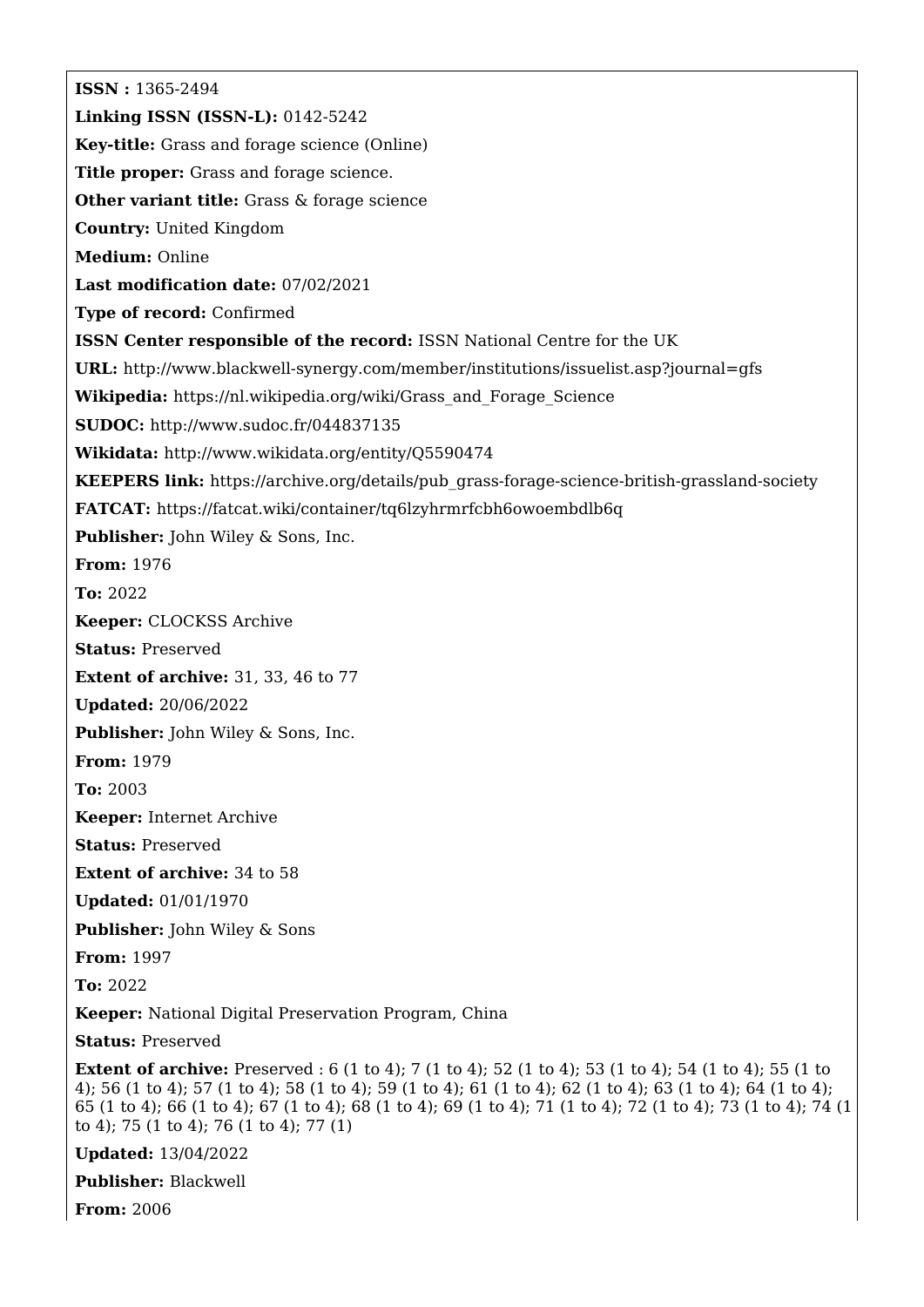**ISSN :** 1365-2494

**Linking ISSN (ISSN-L):** 0142-5242

**Key-title:** Grass and forage science (Online)

**Title proper:** Grass and forage science.

**Other variant title:** Grass & forage science

**Country:** United Kingdom

**Medium:** Online

**Last modification date:** 07/02/2021

**Type of record:** Confirmed

**ISSN Center responsible of the record:** ISSN National Centre for the UK

**URL:** http://www.blackwell-synergy.com/member/institutions/issuelist.asp?journal=gfs

**Wikipedia:** https://nl.wikipedia.org/wiki/Grass_and_Forage_Science

**SUDOC:** http://www.sudoc.fr/044837135

**Wikidata:** http://www.wikidata.org/entity/Q5590474

**KEEPERS link:** https://archive.org/details/pub_grass-forage-science-british-grassland-society

**FATCAT:** https://fatcat.wiki/container/tq6lzyhrmrfcbh6owoembdlb6q

**Publisher:** John Wiley & Sons, Inc.

**From:** 1976

**To:** 2022

**Keeper:** CLOCKSS Archive

**Status:** Preserved

**Extent of archive:** 31, 33, 46 to 77

**Updated:** 20/06/2022

**Publisher:** John Wiley & Sons, Inc.

**From:** 1979

**To:** 2003

**Keeper:** Internet Archive

**Status:** Preserved

**Extent of archive:** 34 to 58

**Updated:** 01/01/1970

**Publisher:** John Wiley & Sons

**From:** 1997

**To:** 2022

**Keeper:** National Digital Preservation Program, China

**Status:** Preserved

**Extent of archive:** Preserved : 6 (1 to 4); 7 (1 to 4); 52 (1 to 4); 53 (1 to 4); 54 (1 to 4); 55 (1 to 4); 56 (1 to 4); 57 (1 to 4); 58 (1 to 4); 59 (1 to 4); 61 (1 to 4); 62 (1 to 4); 63 (1 to 4); 64 (1 to 4); 65 (1 to 4); 66 (1 to 4); 67 (1 to 4); 68 (1 to 4); 69 (1 to 4); 71 (1 to 4); 72 (1 to 4); 73 (1 to 4); 74 (1 to 4); 75 (1 to 4); 76 (1 to 4); 77 (1)

**Updated:** 13/04/2022

**Publisher:** Blackwell

**From:** 2006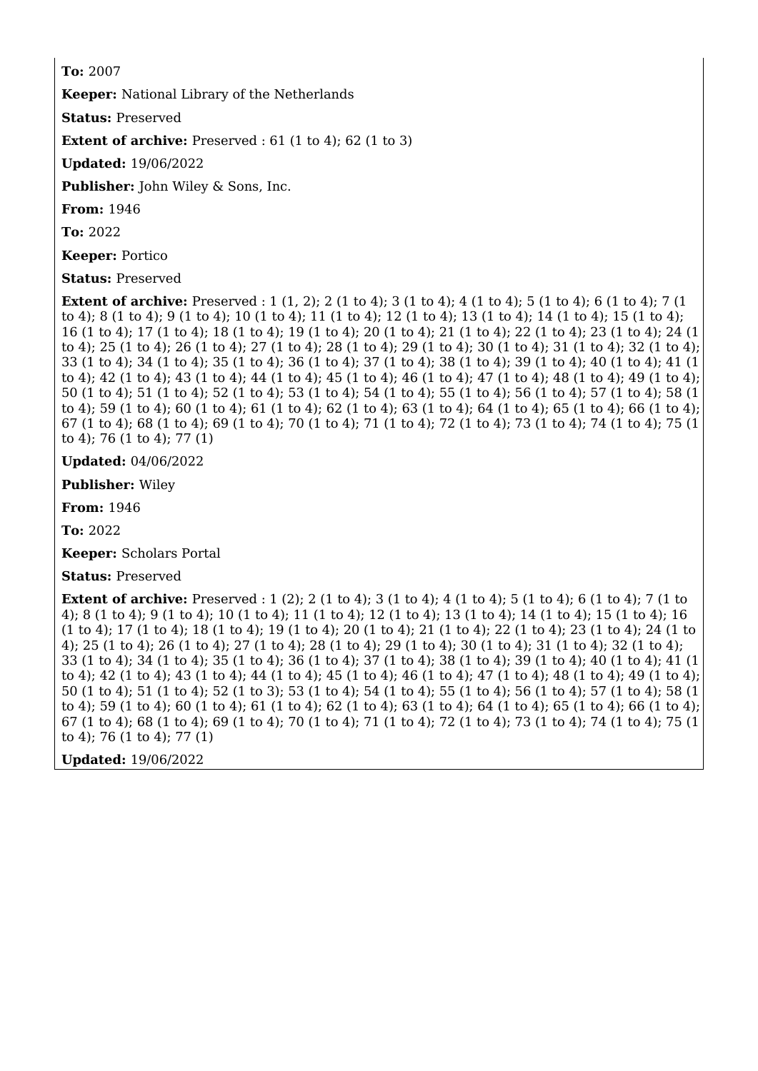**To:** 2007

**Keeper:** National Library of the Netherlands

**Status:** Preserved

**Extent of archive:** Preserved : 61 (1 to 4); 62 (1 to 3)

**Updated:** 19/06/2022

**Publisher:** John Wiley & Sons, Inc.

**From:** 1946

**To:** 2022

**Keeper:** Portico

**Status:** Preserved

**Extent of archive:** Preserved : 1 (1, 2); 2 (1 to 4); 3 (1 to 4); 4 (1 to 4); 5 (1 to 4); 6 (1 to 4); 7 (1 to 4); 8 (1 to 4); 9 (1 to 4); 10 (1 to 4); 11 (1 to 4); 12 (1 to 4); 13 (1 to 4); 14 (1 to 4); 15 (1 to 4); 16 (1 to 4); 17 (1 to 4); 18 (1 to 4); 19 (1 to 4); 20 (1 to 4); 21 (1 to 4); 22 (1 to 4); 23 (1 to 4); 24 (1 to 4); 25 (1 to 4); 26 (1 to 4); 27 (1 to 4); 28 (1 to 4); 29 (1 to 4); 30 (1 to 4); 31 (1 to 4); 32 (1 to 4); 33 (1 to 4); 34 (1 to 4); 35 (1 to 4); 36 (1 to 4); 37 (1 to 4); 38 (1 to 4); 39 (1 to 4); 40 (1 to 4); 41 (1 to 4); 42 (1 to 4); 43 (1 to 4); 44 (1 to 4); 45 (1 to 4); 46 (1 to 4); 47 (1 to 4); 48 (1 to 4); 49 (1 to 4); 50 (1 to 4); 51 (1 to 4); 52 (1 to 4); 53 (1 to 4); 54 (1 to 4); 55 (1 to 4); 56 (1 to 4); 57 (1 to 4); 58 (1 to 4); 59 (1 to 4); 60 (1 to 4); 61 (1 to 4); 62 (1 to 4); 63 (1 to 4); 64 (1 to 4); 65 (1 to 4); 66 (1 to 4); 67 (1 to 4); 68 (1 to 4); 69 (1 to 4); 70 (1 to 4); 71 (1 to 4); 72 (1 to 4); 73 (1 to 4); 74 (1 to 4); 75 (1 to 4); 76 (1 to 4); 77 (1)

**Updated:** 04/06/2022

**Publisher:** Wiley

**From:** 1946

**To:** 2022

**Keeper:** Scholars Portal

**Status:** Preserved

**Extent of archive:** Preserved : 1 (2); 2 (1 to 4); 3 (1 to 4); 4 (1 to 4); 5 (1 to 4); 6 (1 to 4); 7 (1 to 4); 8 (1 to 4); 9 (1 to 4); 10 (1 to 4); 11 (1 to 4); 12 (1 to 4); 13 (1 to 4); 14 (1 to 4); 15 (1 to 4); 16 (1 to 4); 17 (1 to 4); 18 (1 to 4); 19 (1 to 4); 20 (1 to 4); 21 (1 to 4); 22 (1 to 4); 23 (1 to 4); 24 (1 to 4); 25 (1 to 4); 26 (1 to 4); 27 (1 to 4); 28 (1 to 4); 29 (1 to 4); 30 (1 to 4); 31 (1 to 4); 32 (1 to 4); 33 (1 to 4); 34 (1 to 4); 35 (1 to 4); 36 (1 to 4); 37 (1 to 4); 38 (1 to 4); 39 (1 to 4); 40 (1 to 4); 41 (1 to 4); 42 (1 to 4); 43 (1 to 4); 44 (1 to 4); 45 (1 to 4); 46 (1 to 4); 47 (1 to 4); 48 (1 to 4); 49 (1 to 4); 50 (1 to 4); 51 (1 to 4); 52 (1 to 3); 53 (1 to 4); 54 (1 to 4); 55 (1 to 4); 56 (1 to 4); 57 (1 to 4); 58 (1 to 4); 59 (1 to 4); 60 (1 to 4); 61 (1 to 4); 62 (1 to 4); 63 (1 to 4); 64 (1 to 4); 65 (1 to 4); 66 (1 to 4); 67 (1 to 4); 68 (1 to 4); 69 (1 to 4); 70 (1 to 4); 71 (1 to 4); 72 (1 to 4); 73 (1 to 4); 74 (1 to 4); 75 (1 to 4); 76 (1 to 4); 77 (1)

**Updated:** 19/06/2022